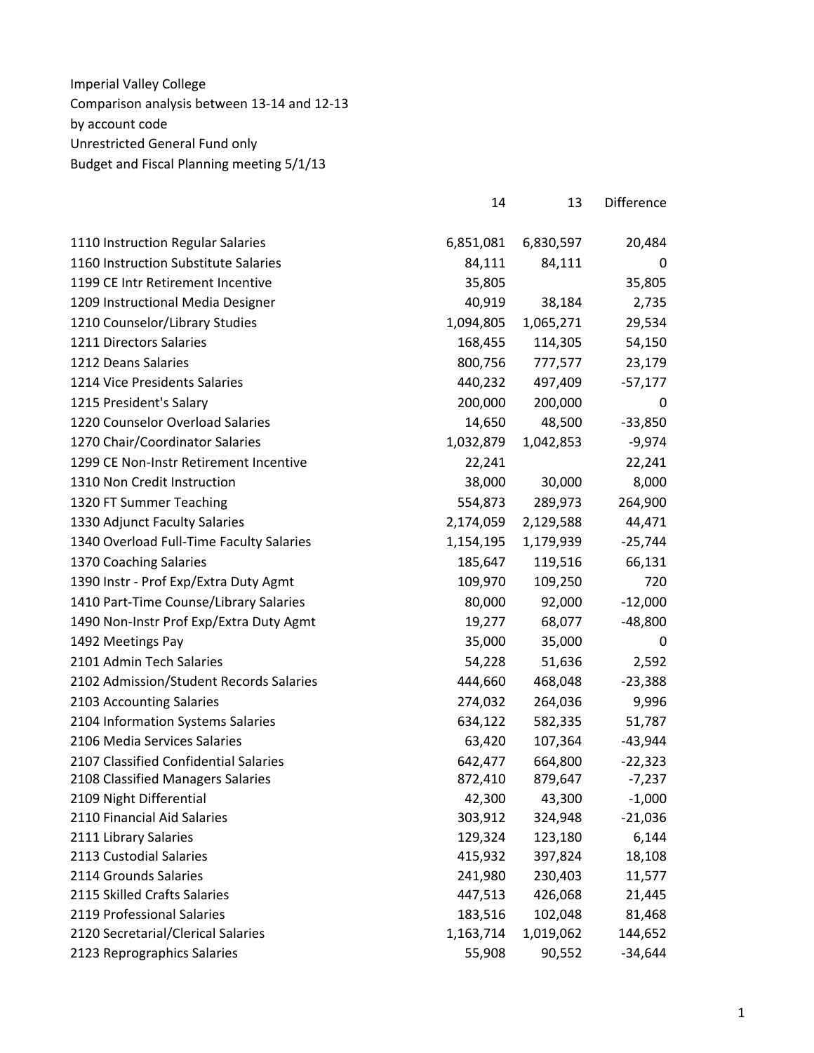Imperial Valley College
Comparison analysis between 13-14 and 12-13
by account code
Unrestricted General Fund only
Budget and Fiscal Planning meeting 5/1/13

| | 14 | 13 | Difference |
|---|---|---|---|
| 1110 Instruction Regular Salaries | 6,851,081 | 6,830,597 | 20,484 |
| 1160 Instruction Substitute Salaries | 84,111 | 84,111 | 0 |
| 1199 CE Intr Retirement Incentive | 35,805 | | 35,805 |
| 1209 Instructional Media Designer | 40,919 | 38,184 | 2,735 |
| 1210 Counselor/Library Studies | 1,094,805 | 1,065,271 | 29,534 |
| 1211 Directors Salaries | 168,455 | 114,305 | 54,150 |
| 1212 Deans Salaries | 800,756 | 777,577 | 23,179 |
| 1214 Vice Presidents Salaries | 440,232 | 497,409 | -57,177 |
| 1215 President's Salary | 200,000 | 200,000 | 0 |
| 1220 Counselor Overload Salaries | 14,650 | 48,500 | -33,850 |
| 1270 Chair/Coordinator Salaries | 1,032,879 | 1,042,853 | -9,974 |
| 1299 CE Non-Instr Retirement Incentive | 22,241 | | 22,241 |
| 1310 Non Credit Instruction | 38,000 | 30,000 | 8,000 |
| 1320 FT Summer Teaching | 554,873 | 289,973 | 264,900 |
| 1330 Adjunct Faculty Salaries | 2,174,059 | 2,129,588 | 44,471 |
| 1340 Overload Full-Time Faculty Salaries | 1,154,195 | 1,179,939 | -25,744 |
| 1370 Coaching Salaries | 185,647 | 119,516 | 66,131 |
| 1390 Instr - Prof Exp/Extra Duty Agmt | 109,970 | 109,250 | 720 |
| 1410 Part-Time Counse/Library Salaries | 80,000 | 92,000 | -12,000 |
| 1490 Non-Instr Prof Exp/Extra Duty Agmt | 19,277 | 68,077 | -48,800 |
| 1492 Meetings Pay | 35,000 | 35,000 | 0 |
| 2101 Admin Tech Salaries | 54,228 | 51,636 | 2,592 |
| 2102 Admission/Student Records Salaries | 444,660 | 468,048 | -23,388 |
| 2103 Accounting Salaries | 274,032 | 264,036 | 9,996 |
| 2104 Information Systems Salaries | 634,122 | 582,335 | 51,787 |
| 2106 Media Services Salaries | 63,420 | 107,364 | -43,944 |
| 2107 Classified Confidential Salaries | 642,477 | 664,800 | -22,323 |
| 2108 Classified Managers Salaries | 872,410 | 879,647 | -7,237 |
| 2109 Night Differential | 42,300 | 43,300 | -1,000 |
| 2110 Financial Aid Salaries | 303,912 | 324,948 | -21,036 |
| 2111 Library Salaries | 129,324 | 123,180 | 6,144 |
| 2113 Custodial Salaries | 415,932 | 397,824 | 18,108 |
| 2114 Grounds Salaries | 241,980 | 230,403 | 11,577 |
| 2115 Skilled Crafts Salaries | 447,513 | 426,068 | 21,445 |
| 2119 Professional Salaries | 183,516 | 102,048 | 81,468 |
| 2120 Secretarial/Clerical Salaries | 1,163,714 | 1,019,062 | 144,652 |
| 2123 Reprographics Salaries | 55,908 | 90,552 | -34,644 |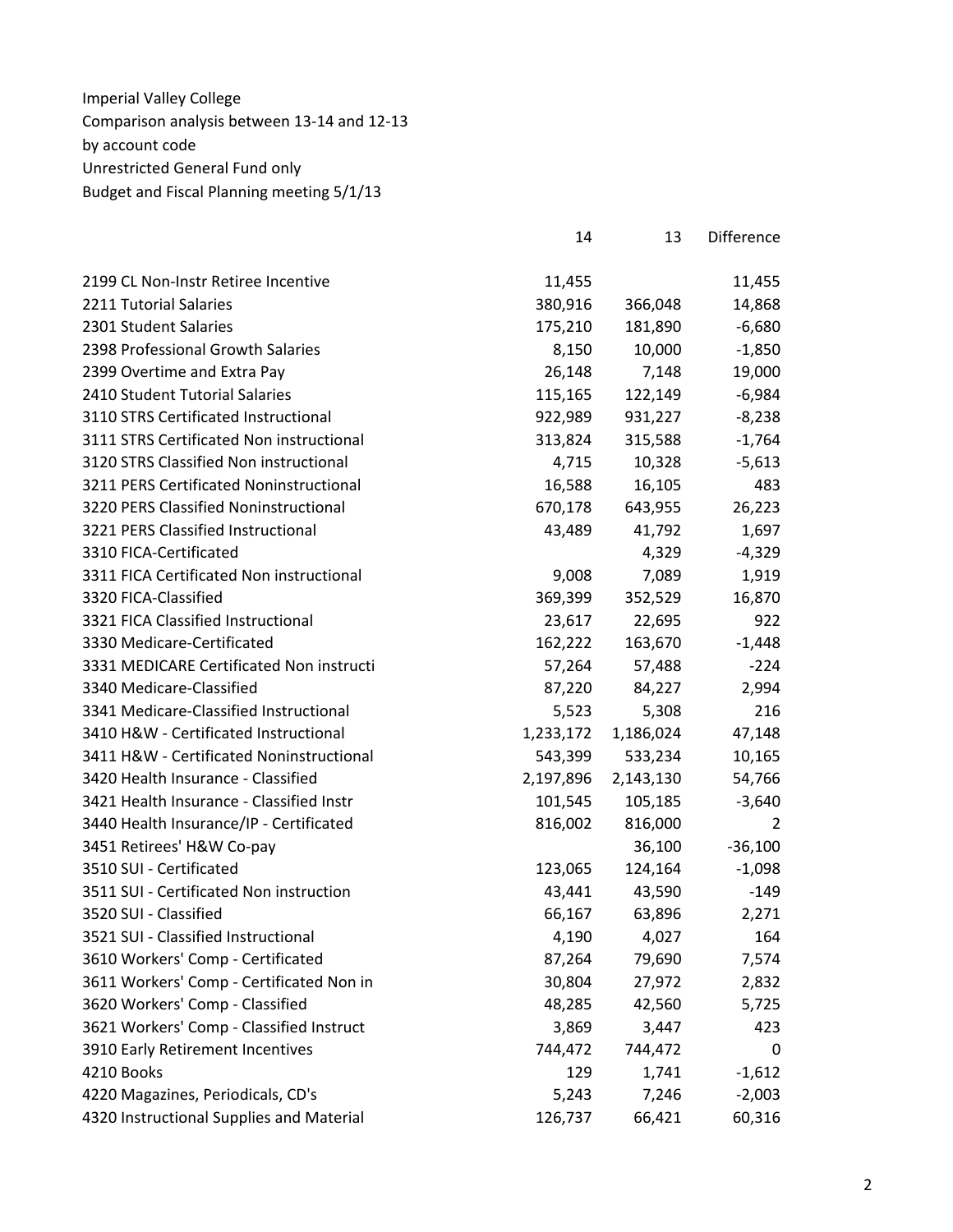Imperial Valley College
Comparison analysis between 13-14 and 12-13
by account code
Unrestricted General Fund only
Budget and Fiscal Planning meeting 5/1/13

| | 14 | 13 | Difference |
|---|---|---|---|
| 2199 CL Non-Instr Retiree Incentive | 11,455 | | 11,455 |
| 2211 Tutorial Salaries | 380,916 | 366,048 | 14,868 |
| 2301 Student Salaries | 175,210 | 181,890 | -6,680 |
| 2398 Professional Growth Salaries | 8,150 | 10,000 | -1,850 |
| 2399 Overtime and Extra Pay | 26,148 | 7,148 | 19,000 |
| 2410 Student Tutorial Salaries | 115,165 | 122,149 | -6,984 |
| 3110 STRS Certificated Instructional | 922,989 | 931,227 | -8,238 |
| 3111 STRS Certificated Non instructional | 313,824 | 315,588 | -1,764 |
| 3120 STRS Classified Non instructional | 4,715 | 10,328 | -5,613 |
| 3211 PERS Certificated Noninstructional | 16,588 | 16,105 | 483 |
| 3220 PERS Classified Noninstructional | 670,178 | 643,955 | 26,223 |
| 3221 PERS Classified Instructional | 43,489 | 41,792 | 1,697 |
| 3310 FICA-Certificated | | 4,329 | -4,329 |
| 3311 FICA Certificated Non instructional | 9,008 | 7,089 | 1,919 |
| 3320 FICA-Classified | 369,399 | 352,529 | 16,870 |
| 3321 FICA Classified Instructional | 23,617 | 22,695 | 922 |
| 3330 Medicare-Certificated | 162,222 | 163,670 | -1,448 |
| 3331 MEDICARE Certificated Non instructi | 57,264 | 57,488 | -224 |
| 3340 Medicare-Classified | 87,220 | 84,227 | 2,994 |
| 3341 Medicare-Classified Instructional | 5,523 | 5,308 | 216 |
| 3410 H&W - Certificated Instructional | 1,233,172 | 1,186,024 | 47,148 |
| 3411 H&W - Certificated Noninstructional | 543,399 | 533,234 | 10,165 |
| 3420 Health Insurance - Classified | 2,197,896 | 2,143,130 | 54,766 |
| 3421 Health Insurance - Classified Instr | 101,545 | 105,185 | -3,640 |
| 3440 Health Insurance/IP - Certificated | 816,002 | 816,000 | 2 |
| 3451 Retirees' H&W Co-pay | | 36,100 | -36,100 |
| 3510 SUI - Certificated | 123,065 | 124,164 | -1,098 |
| 3511 SUI - Certificated Non instruction | 43,441 | 43,590 | -149 |
| 3520 SUI - Classified | 66,167 | 63,896 | 2,271 |
| 3521 SUI - Classified Instructional | 4,190 | 4,027 | 164 |
| 3610 Workers' Comp - Certificated | 87,264 | 79,690 | 7,574 |
| 3611 Workers' Comp - Certificated Non in | 30,804 | 27,972 | 2,832 |
| 3620 Workers' Comp - Classified | 48,285 | 42,560 | 5,725 |
| 3621 Workers' Comp - Classified Instruct | 3,869 | 3,447 | 423 |
| 3910 Early Retirement Incentives | 744,472 | 744,472 | 0 |
| 4210 Books | 129 | 1,741 | -1,612 |
| 4220 Magazines, Periodicals, CD's | 5,243 | 7,246 | -2,003 |
| 4320 Instructional Supplies and Material | 126,737 | 66,421 | 60,316 |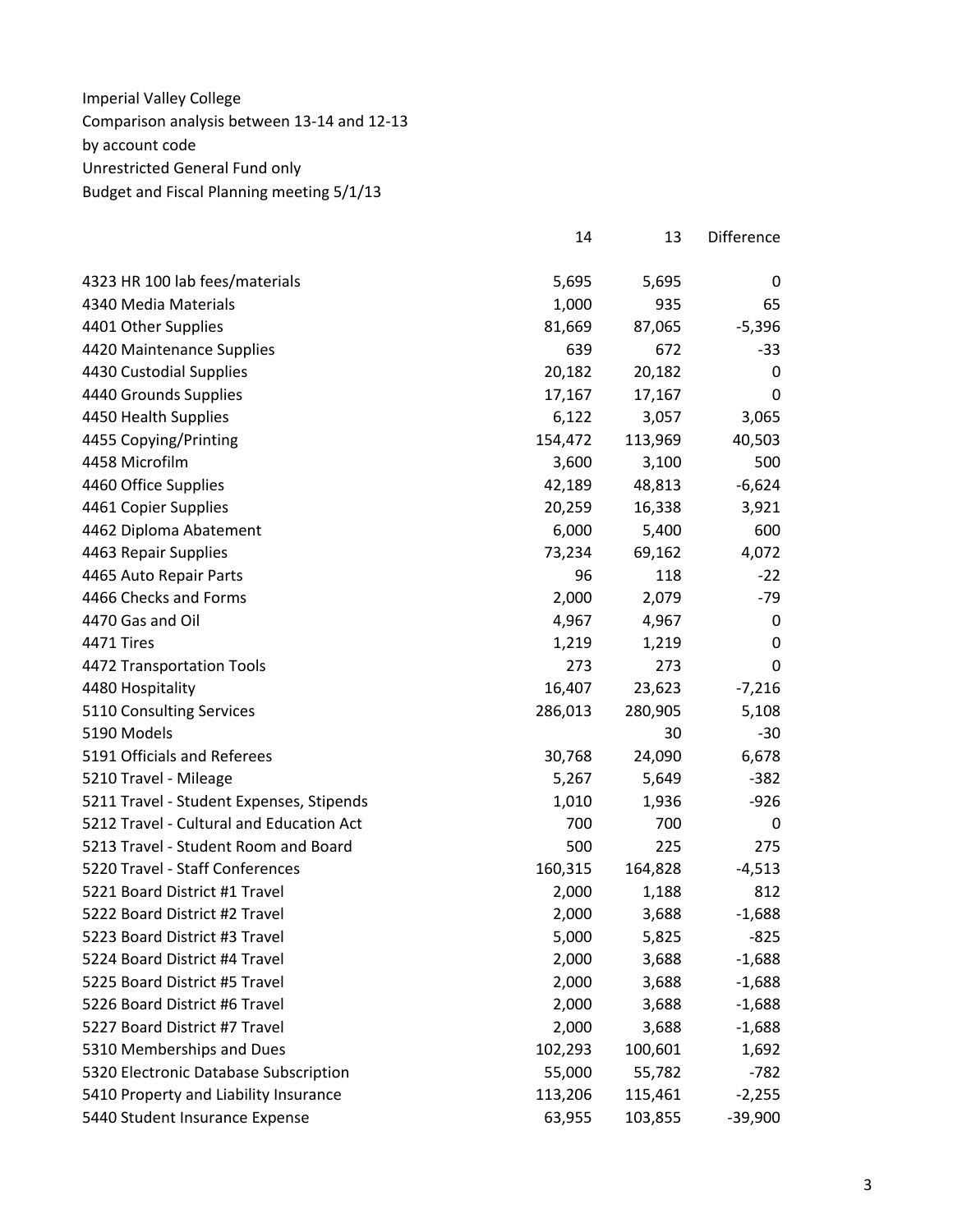Imperial Valley College
Comparison analysis between 13-14 and 12-13
by account code
Unrestricted General Fund only
Budget and Fiscal Planning meeting 5/1/13

| | 14 | 13 | Difference |
|---|---|---|---|
| 4323 HR 100 lab fees/materials | 5,695 | 5,695 | 0 |
| 4340 Media Materials | 1,000 | 935 | 65 |
| 4401 Other Supplies | 81,669 | 87,065 | -5,396 |
| 4420 Maintenance Supplies | 639 | 672 | -33 |
| 4430 Custodial Supplies | 20,182 | 20,182 | 0 |
| 4440 Grounds Supplies | 17,167 | 17,167 | 0 |
| 4450 Health Supplies | 6,122 | 3,057 | 3,065 |
| 4455 Copying/Printing | 154,472 | 113,969 | 40,503 |
| 4458 Microfilm | 3,600 | 3,100 | 500 |
| 4460 Office Supplies | 42,189 | 48,813 | -6,624 |
| 4461 Copier Supplies | 20,259 | 16,338 | 3,921 |
| 4462 Diploma Abatement | 6,000 | 5,400 | 600 |
| 4463 Repair Supplies | 73,234 | 69,162 | 4,072 |
| 4465 Auto Repair Parts | 96 | 118 | -22 |
| 4466 Checks and Forms | 2,000 | 2,079 | -79 |
| 4470 Gas and Oil | 4,967 | 4,967 | 0 |
| 4471 Tires | 1,219 | 1,219 | 0 |
| 4472 Transportation Tools | 273 | 273 | 0 |
| 4480 Hospitality | 16,407 | 23,623 | -7,216 |
| 5110 Consulting Services | 286,013 | 280,905 | 5,108 |
| 5190 Models | | 30 | -30 |
| 5191 Officials and Referees | 30,768 | 24,090 | 6,678 |
| 5210 Travel - Mileage | 5,267 | 5,649 | -382 |
| 5211 Travel - Student Expenses, Stipends | 1,010 | 1,936 | -926 |
| 5212 Travel - Cultural and Education Act | 700 | 700 | 0 |
| 5213 Travel - Student Room and Board | 500 | 225 | 275 |
| 5220 Travel - Staff Conferences | 160,315 | 164,828 | -4,513 |
| 5221 Board District #1 Travel | 2,000 | 1,188 | 812 |
| 5222 Board District #2 Travel | 2,000 | 3,688 | -1,688 |
| 5223 Board District #3 Travel | 5,000 | 5,825 | -825 |
| 5224 Board District #4 Travel | 2,000 | 3,688 | -1,688 |
| 5225 Board District #5 Travel | 2,000 | 3,688 | -1,688 |
| 5226 Board District #6 Travel | 2,000 | 3,688 | -1,688 |
| 5227 Board District #7 Travel | 2,000 | 3,688 | -1,688 |
| 5310 Memberships and Dues | 102,293 | 100,601 | 1,692 |
| 5320 Electronic Database Subscription | 55,000 | 55,782 | -782 |
| 5410 Property and Liability Insurance | 113,206 | 115,461 | -2,255 |
| 5440 Student Insurance Expense | 63,955 | 103,855 | -39,900 |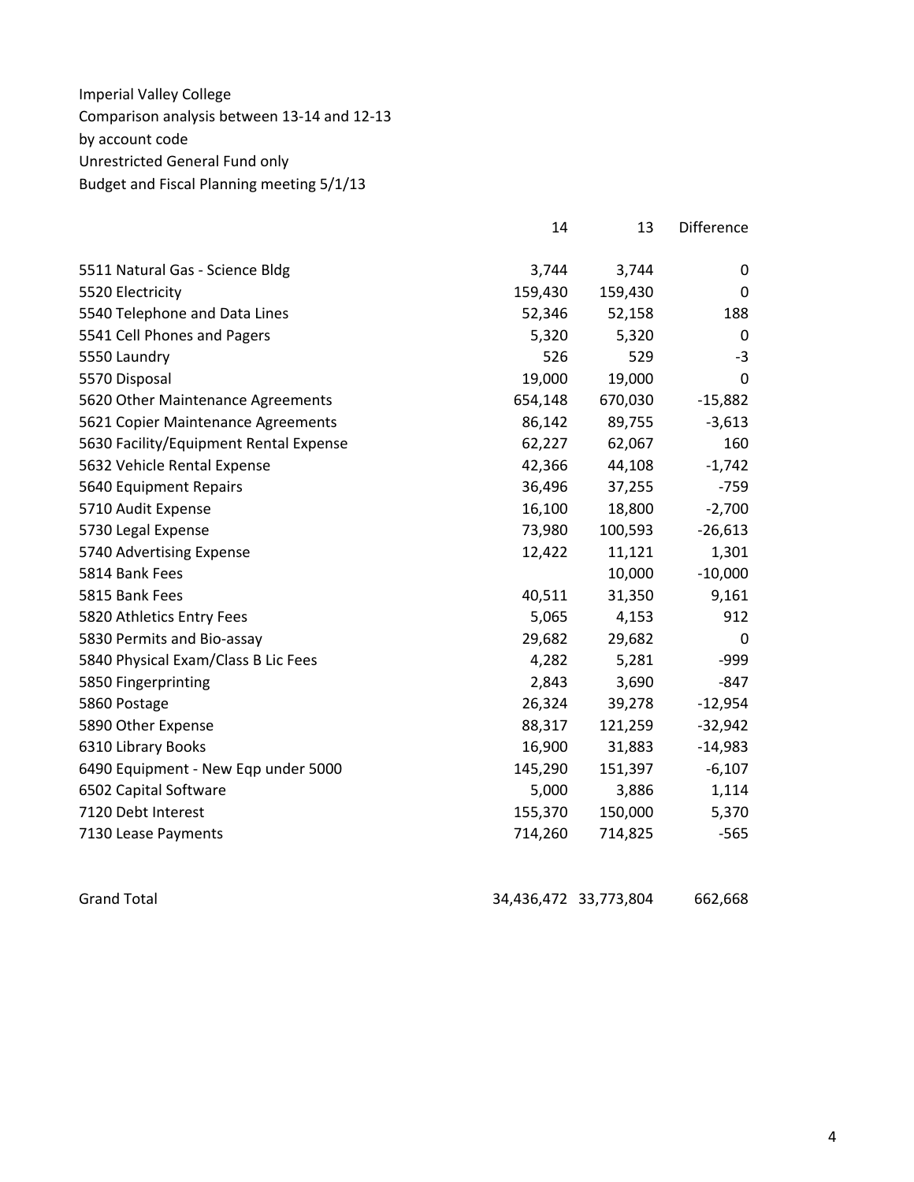Imperial Valley College
Comparison analysis between 13-14 and 12-13
by account code
Unrestricted General Fund only
Budget and Fiscal Planning meeting 5/1/13

| | 14 | 13 | Difference |
|---|---|---|---|
| 5511 Natural Gas - Science Bldg | 3,744 | 3,744 | 0 |
| 5520 Electricity | 159,430 | 159,430 | 0 |
| 5540 Telephone and Data Lines | 52,346 | 52,158 | 188 |
| 5541 Cell Phones and Pagers | 5,320 | 5,320 | 0 |
| 5550 Laundry | 526 | 529 | -3 |
| 5570 Disposal | 19,000 | 19,000 | 0 |
| 5620 Other Maintenance Agreements | 654,148 | 670,030 | -15,882 |
| 5621 Copier Maintenance Agreements | 86,142 | 89,755 | -3,613 |
| 5630 Facility/Equipment Rental Expense | 62,227 | 62,067 | 160 |
| 5632 Vehicle Rental Expense | 42,366 | 44,108 | -1,742 |
| 5640 Equipment Repairs | 36,496 | 37,255 | -759 |
| 5710 Audit Expense | 16,100 | 18,800 | -2,700 |
| 5730 Legal Expense | 73,980 | 100,593 | -26,613 |
| 5740 Advertising Expense | 12,422 | 11,121 | 1,301 |
| 5814 Bank Fees | | 10,000 | -10,000 |
| 5815 Bank Fees | 40,511 | 31,350 | 9,161 |
| 5820 Athletics Entry Fees | 5,065 | 4,153 | 912 |
| 5830 Permits and Bio-assay | 29,682 | 29,682 | 0 |
| 5840 Physical Exam/Class B Lic Fees | 4,282 | 5,281 | -999 |
| 5850 Fingerprinting | 2,843 | 3,690 | -847 |
| 5860 Postage | 26,324 | 39,278 | -12,954 |
| 5890 Other Expense | 88,317 | 121,259 | -32,942 |
| 6310 Library Books | 16,900 | 31,883 | -14,983 |
| 6490 Equipment - New Eqp under 5000 | 145,290 | 151,397 | -6,107 |
| 6502 Capital Software | 5,000 | 3,886 | 1,114 |
| 7120 Debt Interest | 155,370 | 150,000 | 5,370 |
| 7130 Lease Payments | 714,260 | 714,825 | -565 |
| | | | |
| Grand Total | 34,436,472 | 33,773,804 | 662,668 |